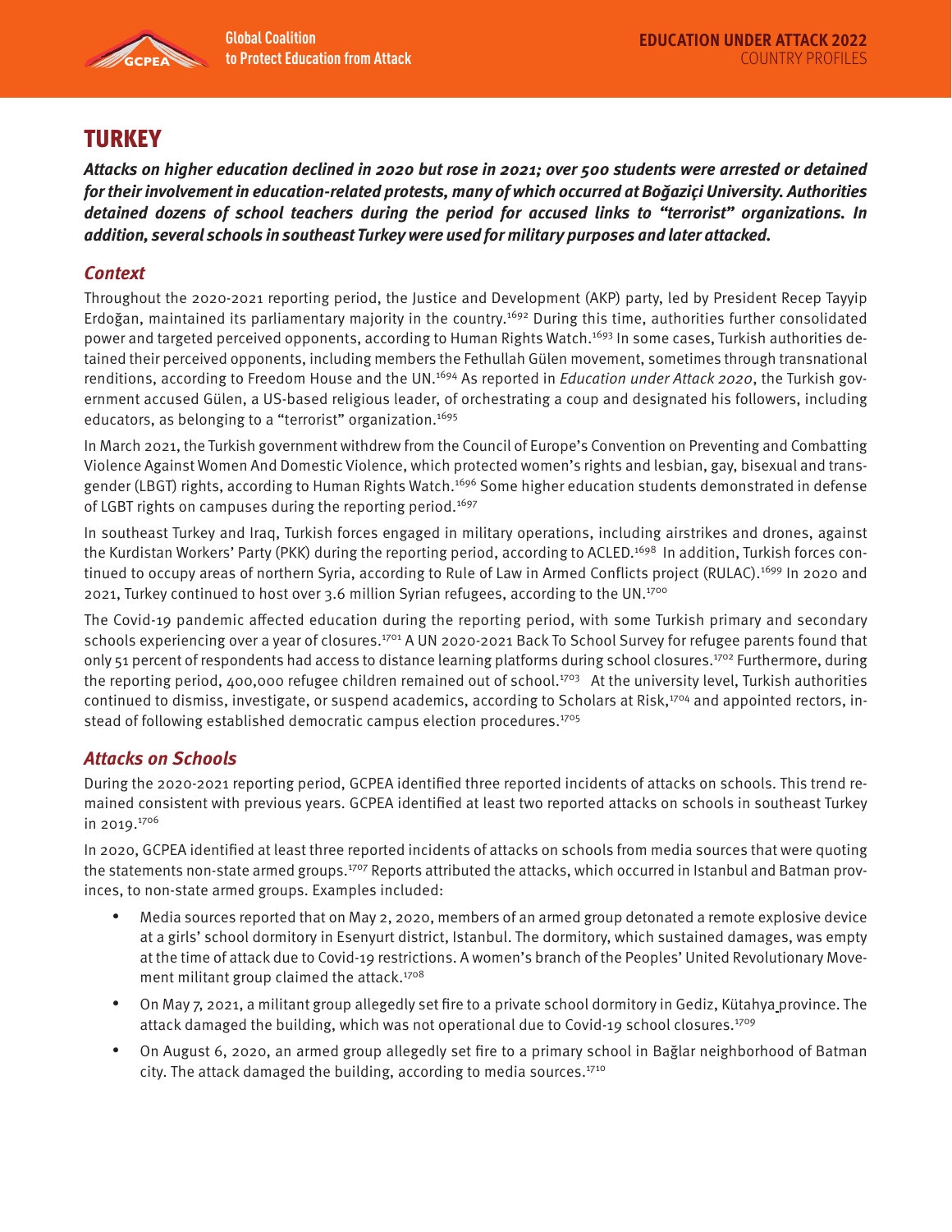# TURKEY

***Attacks on higher education declined in 2020 but rose in 2021; over 500 students were arrested or detained for their involvement in education-related protests, many of which occurred at Boğaziçi University. Authorities detained dozens of school teachers during the period for accused links to "terrorist" organizations. In addition, several schools in southeast Turkey were used for military purposes and later attacked.***

## Context

Throughout the 2020-2021 reporting period, the Justice and Development (AKP) party, led by President Recep Tayyip Erdoğan, maintained its parliamentary majority in the country.[1692] During this time, authorities further consolidated power and targeted perceived opponents, according to Human Rights Watch.[1693] In some cases, Turkish authorities detained their perceived opponents, including members the Fethullah Gülen movement, sometimes through transnational renditions, according to Freedom House and the UN.[1694] As reported in *Education under Attack 2020*, the Turkish government accused Gülen, a US-based religious leader, of orchestrating a coup and designated his followers, including educators, as belonging to a "terrorist" organization.[1695]

In March 2021, the Turkish government withdrew from the Council of Europe's Convention on Preventing and Combatting Violence Against Women And Domestic Violence, which protected women's rights and lesbian, gay, bisexual and transgender (LBGT) rights, according to Human Rights Watch.[1696] Some higher education students demonstrated in defense of LGBT rights on campuses during the reporting period.[1697]

In southeast Turkey and Iraq, Turkish forces engaged in military operations, including airstrikes and drones, against the Kurdistan Workers' Party (PKK) during the reporting period, according to ACLED.[1698] In addition, Turkish forces continued to occupy areas of northern Syria, according to Rule of Law in Armed Conflicts project (RULAC).[1699] In 2020 and 2021, Turkey continued to host over 3.6 million Syrian refugees, according to the UN.[1700]

The Covid-19 pandemic affected education during the reporting period, with some Turkish primary and secondary schools experiencing over a year of closures.[1701] A UN 2020-2021 Back To School Survey for refugee parents found that only 51 percent of respondents had access to distance learning platforms during school closures.[1702] Furthermore, during the reporting period, 400,000 refugee children remained out of school.[1703] At the university level, Turkish authorities continued to dismiss, investigate, or suspend academics, according to Scholars at Risk,[1704] and appointed rectors, instead of following established democratic campus election procedures.[1705]

## Attacks on Schools

During the 2020-2021 reporting period, GCPEA identified three reported incidents of attacks on schools. This trend remained consistent with previous years. GCPEA identified at least two reported attacks on schools in southeast Turkey in 2019.[1706]

In 2020, GCPEA identified at least three reported incidents of attacks on schools from media sources that were quoting the statements non-state armed groups.[1707] Reports attributed the attacks, which occurred in Istanbul and Batman provinces, to non-state armed groups. Examples included:

- Media sources reported that on May 2, 2020, members of an armed group detonated a remote explosive device at a girls' school dormitory in Esenyurt district, Istanbul. The dormitory, which sustained damages, was empty at the time of attack due to Covid-19 restrictions. A women's branch of the Peoples' United Revolutionary Movement militant group claimed the attack.[1708]
- On May 7, 2021, a militant group allegedly set fire to a private school dormitory in Gediz, Kütahya province. The attack damaged the building, which was not operational due to Covid-19 school closures.[1709]
- On August 6, 2020, an armed group allegedly set fire to a primary school in Bağlar neighborhood of Batman city. The attack damaged the building, according to media sources.[1710]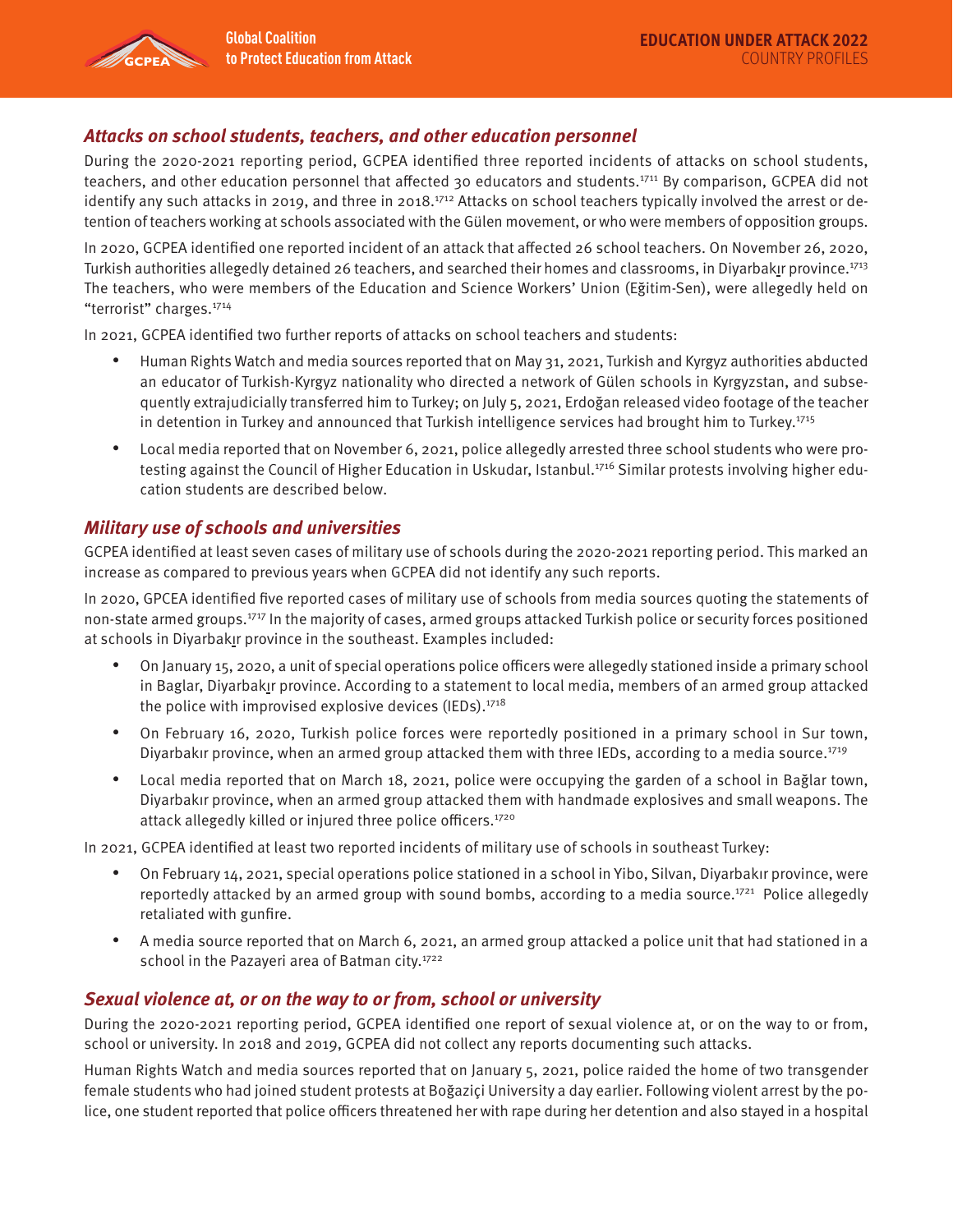### Attacks on school students, teachers, and other education personnel

During the 2020-2021 reporting period, GCPEA identified three reported incidents of attacks on school students, teachers, and other education personnel that affected 30 educators and students.[1711] By comparison, GCPEA did not identify any such attacks in 2019, and three in 2018.[1712] Attacks on school teachers typically involved the arrest or detention of teachers working at schools associated with the Gülen movement, or who were members of opposition groups.

In 2020, GCPEA identified one reported incident of an attack that affected 26 school teachers. On November 26, 2020, Turkish authorities allegedly detained 26 teachers, and searched their homes and classrooms, in Diyarbakır province.[1713] The teachers, who were members of the Education and Science Workers' Union (Eğitim-Sen), were allegedly held on "terrorist" charges.[1714]

In 2021, GCPEA identified two further reports of attacks on school teachers and students:

- Human Rights Watch and media sources reported that on May 31, 2021, Turkish and Kyrgyz authorities abducted an educator of Turkish-Kyrgyz nationality who directed a network of Gülen schools in Kyrgyzstan, and subsequently extrajudicially transferred him to Turkey; on July 5, 2021, Erdoğan released video footage of the teacher in detention in Turkey and announced that Turkish intelligence services had brought him to Turkey.[1715]
- Local media reported that on November 6, 2021, police allegedly arrested three school students who were protesting against the Council of Higher Education in Uskudar, Istanbul.[1716] Similar protests involving higher education students are described below.

### Military use of schools and universities

GCPEA identified at least seven cases of military use of schools during the 2020-2021 reporting period. This marked an increase as compared to previous years when GCPEA did not identify any such reports.

In 2020, GPCEA identified five reported cases of military use of schools from media sources quoting the statements of non-state armed groups.[1717] In the majority of cases, armed groups attacked Turkish police or security forces positioned at schools in Diyarbakır province in the southeast. Examples included:

- On January 15, 2020, a unit of special operations police officers were allegedly stationed inside a primary school in Baglar, Diyarbakır province. According to a statement to local media, members of an armed group attacked the police with improvised explosive devices (IEDs).[1718]
- On February 16, 2020, Turkish police forces were reportedly positioned in a primary school in Sur town, Diyarbakır province, when an armed group attacked them with three IEDs, according to a media source.[1719]
- Local media reported that on March 18, 2021, police were occupying the garden of a school in Bağlar town, Diyarbakır province, when an armed group attacked them with handmade explosives and small weapons. The attack allegedly killed or injured three police officers.[1720]

In 2021, GCPEA identified at least two reported incidents of military use of schools in southeast Turkey:

- On February 14, 2021, special operations police stationed in a school in Yibo, Silvan, Diyarbakır province, were reportedly attacked by an armed group with sound bombs, according to a media source.[1721] Police allegedly retaliated with gunfire.
- A media source reported that on March 6, 2021, an armed group attacked a police unit that had stationed in a school in the Pazayeri area of Batman city.[1722]

### Sexual violence at, or on the way to or from, school or university

During the 2020-2021 reporting period, GCPEA identified one report of sexual violence at, or on the way to or from, school or university. In 2018 and 2019, GCPEA did not collect any reports documenting such attacks.

Human Rights Watch and media sources reported that on January 5, 2021, police raided the home of two transgender female students who had joined student protests at Boğaziçi University a day earlier. Following violent arrest by the police, one student reported that police officers threatened her with rape during her detention and also stayed in a hospital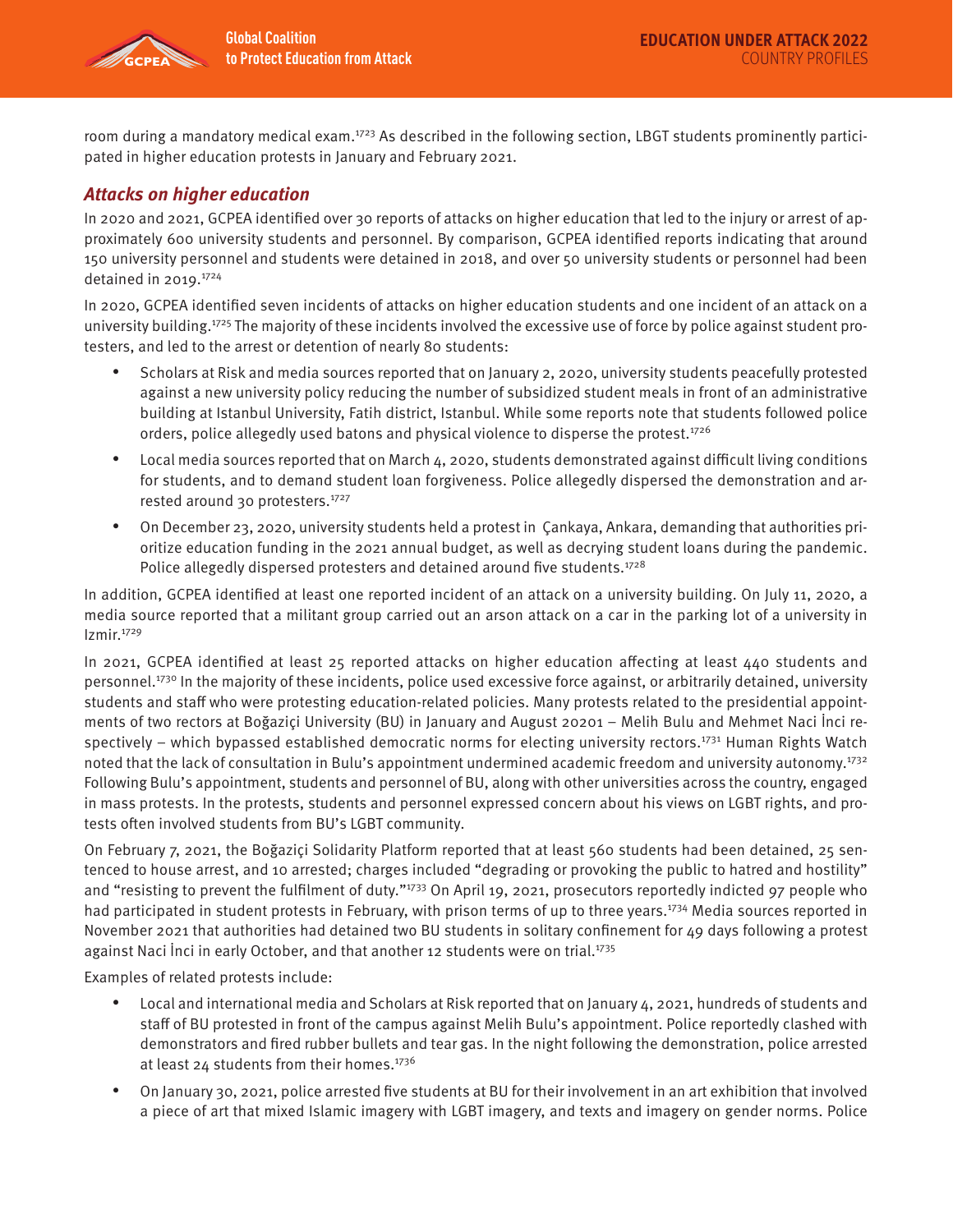room during a mandatory medical exam.[1723] As described in the following section, LBGT students prominently participated in higher education protests in January and February 2021.

### *Attacks on higher education*

In 2020 and 2021, GCPEA identified over 30 reports of attacks on higher education that led to the injury or arrest of approximately 600 university students and personnel. By comparison, GCPEA identified reports indicating that around 150 university personnel and students were detained in 2018, and over 50 university students or personnel had been detained in 2019.[1724]

In 2020, GCPEA identified seven incidents of attacks on higher education students and one incident of an attack on a university building.[1725] The majority of these incidents involved the excessive use of force by police against student protesters, and led to the arrest or detention of nearly 80 students:

- Scholars at Risk and media sources reported that on January 2, 2020, university students peacefully protested against a new university policy reducing the number of subsidized student meals in front of an administrative building at Istanbul University, Fatih district, Istanbul. While some reports note that students followed police orders, police allegedly used batons and physical violence to disperse the protest.[1726]
- Local media sources reported that on March 4, 2020, students demonstrated against difficult living conditions for students, and to demand student loan forgiveness. Police allegedly dispersed the demonstration and arrested around 30 protesters.[1727]
- On December 23, 2020, university students held a protest in Çankaya, Ankara, demanding that authorities prioritize education funding in the 2021 annual budget, as well as decrying student loans during the pandemic. Police allegedly dispersed protesters and detained around five students.[1728]

In addition, GCPEA identified at least one reported incident of an attack on a university building. On July 11, 2020, a media source reported that a militant group carried out an arson attack on a car in the parking lot of a university in Izmir.[1729]

In 2021, GCPEA identified at least 25 reported attacks on higher education affecting at least 440 students and personnel.[1730] In the majority of these incidents, police used excessive force against, or arbitrarily detained, university students and staff who were protesting education-related policies. Many protests related to the presidential appointments of two rectors at Boğaziçi University (BU) in January and August 20201 – Melih Bulu and Mehmet Naci İnci respectively – which bypassed established democratic norms for electing university rectors.[1731] Human Rights Watch noted that the lack of consultation in Bulu's appointment undermined academic freedom and university autonomy.[1732] Following Bulu's appointment, students and personnel of BU, along with other universities across the country, engaged in mass protests. In the protests, students and personnel expressed concern about his views on LGBT rights, and protests often involved students from BU's LGBT community.

On February 7, 2021, the Boğaziçi Solidarity Platform reported that at least 560 students had been detained, 25 sentenced to house arrest, and 10 arrested; charges included "degrading or provoking the public to hatred and hostility" and "resisting to prevent the fulfilment of duty."[1733] On April 19, 2021, prosecutors reportedly indicted 97 people who had participated in student protests in February, with prison terms of up to three years.[1734] Media sources reported in November 2021 that authorities had detained two BU students in solitary confinement for 49 days following a protest against Naci İnci in early October, and that another 12 students were on trial.[1735]

Examples of related protests include:

- Local and international media and Scholars at Risk reported that on January 4, 2021, hundreds of students and staff of BU protested in front of the campus against Melih Bulu's appointment. Police reportedly clashed with demonstrators and fired rubber bullets and tear gas. In the night following the demonstration, police arrested at least 24 students from their homes.[1736]
- On January 30, 2021, police arrested five students at BU for their involvement in an art exhibition that involved a piece of art that mixed Islamic imagery with LGBT imagery, and texts and imagery on gender norms. Police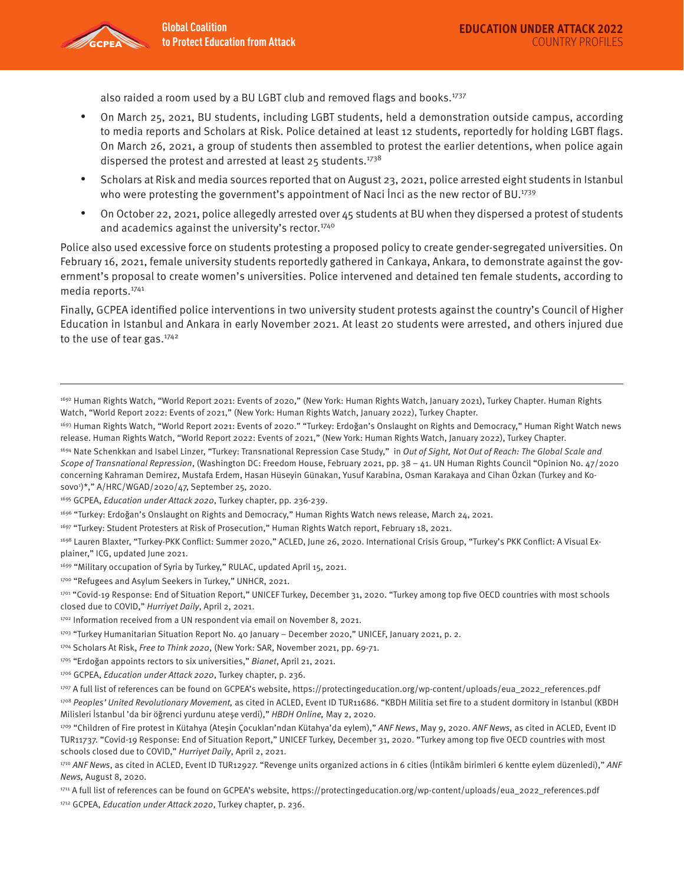also raided a room used by a BU LGBT club and removed flags and books.[1737]

- On March 25, 2021, BU students, including LGBT students, held a demonstration outside campus, according to media reports and Scholars at Risk. Police detained at least 12 students, reportedly for holding LGBT flags. On March 26, 2021, a group of students then assembled to protest the earlier detentions, when police again dispersed the protest and arrested at least 25 students.[1738]
- Scholars at Risk and media sources reported that on August 23, 2021, police arrested eight students in Istanbul who were protesting the government's appointment of Naci İnci as the new rector of BU.[1739]
- On October 22, 2021, police allegedly arrested over 45 students at BU when they dispersed a protest of students and academics against the university's rector.[1740]

Police also used excessive force on students protesting a proposed policy to create gender-segregated universities. On February 16, 2021, female university students reportedly gathered in Cankaya, Ankara, to demonstrate against the government's proposal to create women's universities. Police intervened and detained ten female students, according to media reports.[1741]

Finally, GCPEA identified police interventions in two university student protests against the country's Council of Higher Education in Istanbul and Ankara in early November 2021. At least 20 students were arrested, and others injured due to the use of tear gas.[1742]

---

[1692] Human Rights Watch, "World Report 2021: Events of 2020," (New York: Human Rights Watch, January 2021), Turkey Chapter. Human Rights Watch, "World Report 2022: Events of 2021," (New York: Human Rights Watch, January 2022), Turkey Chapter.

[1693] Human Rights Watch, "World Report 2021: Events of 2020." "Turkey: Erdoğan's Onslaught on Rights and Democracy," Human Right Watch news release. Human Rights Watch, "World Report 2022: Events of 2021," (New York: Human Rights Watch, January 2022), Turkey Chapter.

[1694] Nate Schenkkan and Isabel Linzer, "Turkey: Transnational Repression Case Study," in *Out of Sight, Not Out of Reach: The Global Scale and Scope of Transnational Repression*, (Washington DC: Freedom House, February 2021, pp. 38 – 41. UN Human Rights Council "Opinion No. 47/2020 concerning Kahraman Demirez, Mustafa Erdem, Hasan Hüseyin Günakan, Yusuf Karabina, Osman Karakaya and Cihan Özkan (Turkey and Kosovo[1])*," A/HRC/WGAD/2020/47, September 25, 2020.

[1695] GCPEA, *Education under Attack 2020*, Turkey chapter, pp. 236-239.

[1696] "Turkey: Erdoğan's Onslaught on Rights and Democracy," Human Rights Watch news release, March 24, 2021.

[1697] "Turkey: Student Protesters at Risk of Prosecution," Human Rights Watch report, February 18, 2021.

[1698] Lauren Blaxter, "Turkey-PKK Conflict: Summer 2020," ACLED, June 26, 2020. International Crisis Group, "Turkey's PKK Conflict: A Visual Explainer," ICG, updated June 2021.

[1699] "Military occupation of Syria by Turkey," RULAC, updated April 15, 2021.

[1700] "Refugees and Asylum Seekers in Turkey," UNHCR, 2021.

[1701] "Covid-19 Response: End of Situation Report," UNICEF Turkey, December 31, 2020. "Turkey among top five OECD countries with most schools closed due to COVID," *Hurriyet Daily*, April 2, 2021.

[1702] Information received from a UN respondent via email on November 8, 2021.

[1703] "Turkey Humanitarian Situation Report No. 40 January – December 2020," UNICEF, January 2021, p. 2.

[1704] Scholars At Risk, *Free to Think 2020*, (New York: SAR, November 2021, pp. 69-71.

[1705] "Erdoğan appoints rectors to six universities," *Bianet*, April 21, 2021.

[1706] GCPEA, *Education under Attack 2020*, Turkey chapter, p. 236.

[1707] A full list of references can be found on GCPEA's website, https://protectingeducation.org/wp-content/uploads/eua_2022_references.pdf

[1708] *Peoples' United Revolutionary Movement,* as cited in ACLED, Event ID TUR11686. "KBDH Militia set fire to a student dormitory in Istanbul (KBDH Milisleri İstanbul 'da bir öğrenci yurdunu ateşe verdi)," *HBDH Online,* May 2, 2020.

[1709] "Children of Fire protest in Kütahya (Ateşin Çocukları'ndan Kütahya'da eylem)," *ANF News*, May 9, 2020. *ANF News,* as cited in ACLED, Event ID TUR11737. "Covid-19 Response: End of Situation Report," UNICEF Turkey, December 31, 2020. "Turkey among top five OECD countries with most schools closed due to COVID," *Hurriyet Daily*, April 2, 2021.

[1710] *ANF News*, as cited in ACLED, Event ID TUR12927. "Revenge units organized actions in 6 cities (İntikâm birimleri 6 kentte eylem düzenledi)," *ANF News,* August 8, 2020.

[1711] A full list of references can be found on GCPEA's website, https://protectingeducation.org/wp-content/uploads/eua_2022_references.pdf

[1712] GCPEA, *Education under Attack 2020*, Turkey chapter, p. 236.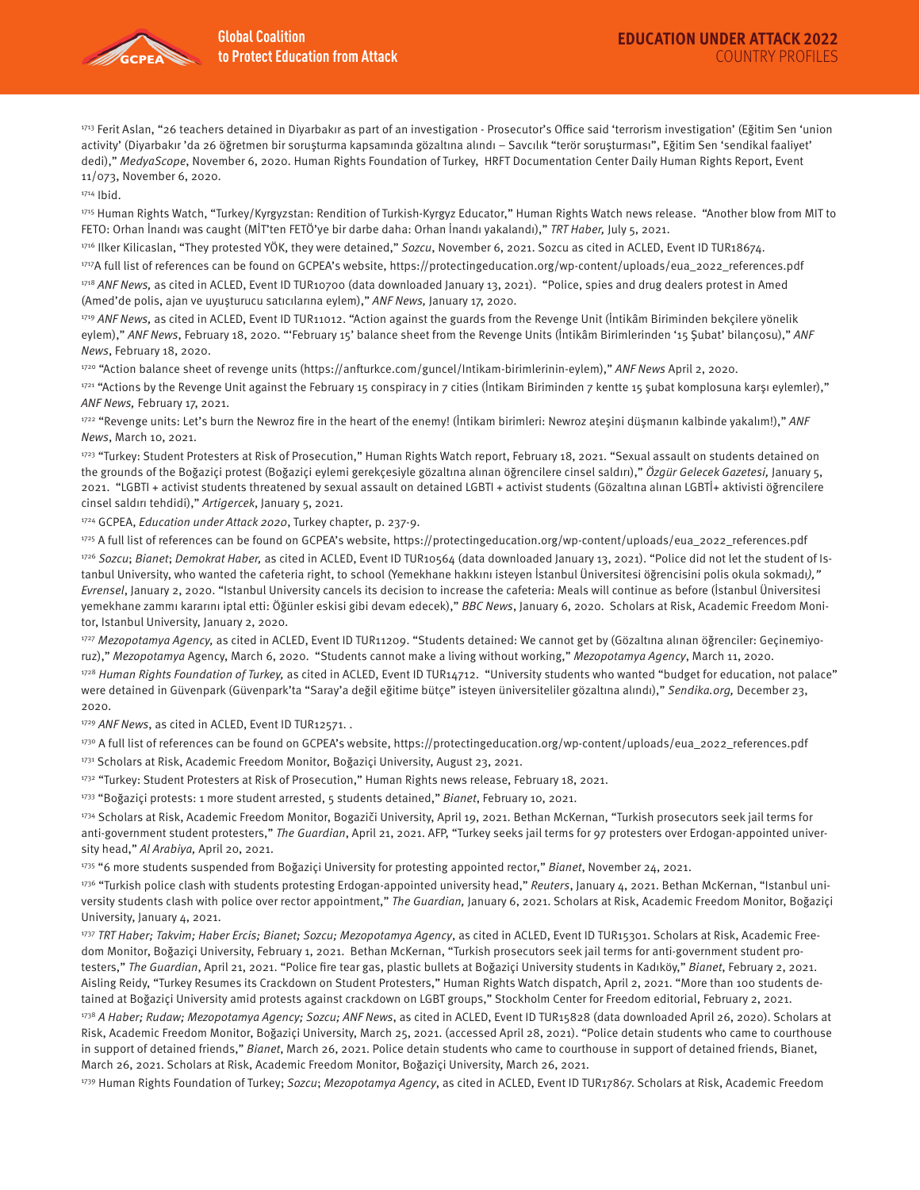[1713] Ferit Aslan, "26 teachers detained in Diyarbakır as part of an investigation - Prosecutor's Office said 'terrorism investigation' (Eğitim Sen 'union activity' (Diyarbakır 'da 26 öğretmen bir soruşturma kapsamında gözaltına alındı – Savcılık "terör soruşturması", Eğitim Sen 'sendikal faaliyet' dedi)," *MedyaScope*, November 6, 2020. Human Rights Foundation of Turkey, HRFT Documentation Center Daily Human Rights Report, Event 11/073, November 6, 2020.

[1714] Ibid.

[1715] Human Rights Watch, "Turkey/Kyrgyzstan: Rendition of Turkish-Kyrgyz Educator," Human Rights Watch news release. "Another blow from MIT to FETO: Orhan İnandı was caught (MİT'ten FETÖ'ye bir darbe daha: Orhan İnandı yakalandı)," *TRT Haber,* July 5, 2021.

[1716] Ilker Kilicaslan, "They protested YÖK, they were detained," *Sozcu*, November 6, 2021. Sozcu as cited in ACLED, Event ID TUR18674.

[1717] A full list of references can be found on GCPEA's website, https://protectingeducation.org/wp-content/uploads/eua_2022_references.pdf

[1718] *ANF News,* as cited in ACLED, Event ID TUR10700 (data downloaded January 13, 2021). "Police, spies and drug dealers protest in Amed (Amed'de polis, ajan ve uyuşturucu satıcılarına eylem)," *ANF News,* January 17, 2020.

[1719] *ANF News,* as cited in ACLED, Event ID TUR11012. "Action against the guards from the Revenge Unit (İntikâm Biriminden bekçilere yönelik eylem)," *ANF News*, February 18, 2020. "'February 15' balance sheet from the Revenge Units (İntikâm Birimlerinden '15 Şubat' bilançosu)," *ANF News*, February 18, 2020.

[1720] "Action balance sheet of revenge units (https://anfturkce.com/guncel/Intikam-birimlerinin-eylem)," *ANF News* April 2, 2020.

[1721] "Actions by the Revenge Unit against the February 15 conspiracy in 7 cities (İntikam Biriminden 7 kentte 15 şubat komplosuna karşı eylemler)," *ANF News,* February 17, 2021.

[1722] "Revenge units: Let's burn the Newroz fire in the heart of the enemy! (İntikam birimleri: Newroz ateşini düşmanın kalbinde yakalım!)," *ANF News*, March 10, 2021.

[1723] "Turkey: Student Protesters at Risk of Prosecution," Human Rights Watch report, February 18, 2021. "Sexual assault on students detained on the grounds of the Boğaziçi protest (Boğaziçi eylemi gerekçesiyle gözaltına alınan öğrencilere cinsel saldırı)," *Özgür Gelecek Gazetesi,* January 5, 2021. "LGBTI + activist students threatened by sexual assault on detained LGBTI + activist students (Gözaltına alınan LGBTİ+ aktivisti öğrencilere cinsel saldırı tehdidi)," *Artigercek*, January 5, 2021.

[1724] GCPEA, *Education under Attack 2020*, Turkey chapter, p. 237-9.

[1725] A full list of references can be found on GCPEA's website, https://protectingeducation.org/wp-content/uploads/eua_2022_references.pdf

[1726] *Sozcu*; *Bianet*; *Demokrat Haber,* as cited in ACLED, Event ID TUR10564 (data downloaded January 13, 2021). "Police did not let the student of Istanbul University, who wanted the cafeteria right, to school (Yemekhane hakkını isteyen İstanbul Üniversitesi öğrencisini polis okula sokmadı)," *Evrensel*, January 2, 2020. "Istanbul University cancels its decision to increase the cafeteria: Meals will continue as before (İstanbul Üniversitesi yemekhane zammı kararını iptal etti: Öğünler eskisi gibi devam edecek)," *BBC News*, January 6, 2020. Scholars at Risk, Academic Freedom Monitor, Istanbul University, January 2, 2020.

[1727] *Mezopotamya Agency,* as cited in ACLED, Event ID TUR11209. "Students detained: We cannot get by (Gözaltına alınan öğrenciler: Geçinemiyoruz)," *Mezopotamya* Agency, March 6, 2020. "Students cannot make a living without working," *Mezopotamya Agency*, March 11, 2020.

[1728] *Human Rights Foundation of Turkey,* as cited in ACLED, Event ID TUR14712. "University students who wanted "budget for education, not palace" were detained in Güvenpark (Güvenpark'ta "Saray'a değil eğitime bütçe" isteyen üniversiteliler gözaltına alındı)," *Sendika.org,* December 23, 2020.

[1729] *ANF News*, as cited in ACLED, Event ID TUR12571. .

[1730] A full list of references can be found on GCPEA's website, https://protectingeducation.org/wp-content/uploads/eua_2022_references.pdf

[1731] Scholars at Risk, Academic Freedom Monitor, Boğaziçi University, August 23, 2021.

[1732] "Turkey: Student Protesters at Risk of Prosecution," Human Rights news release, February 18, 2021.

[1733] "Boğaziçi protests: 1 more student arrested, 5 students detained," *Bianet*, February 10, 2021.

[1734] Scholars at Risk, Academic Freedom Monitor, Bogazič̌i University, April 19, 2021. Bethan McKernan, "Turkish prosecutors seek jail terms for anti-government student protesters," *The Guardian*, April 21, 2021. AFP, "Turkey seeks jail terms for 97 protesters over Erdogan-appointed university head," *Al Arabiya,* April 20, 2021.

[1735] "6 more students suspended from Boğaziçi University for protesting appointed rector," *Bianet*, November 24, 2021.

[1736] "Turkish police clash with students protesting Erdogan-appointed university head," *Reuters*, January 4, 2021. Bethan McKernan, "Istanbul university students clash with police over rector appointment," *The Guardian,* January 6, 2021. Scholars at Risk, Academic Freedom Monitor, Boğaziçi University, January 4, 2021.

[1737] *TRT Haber; Takvim; Haber Ercis; Bianet; Sozcu; Mezopotamya Agency*, as cited in ACLED, Event ID TUR15301. Scholars at Risk, Academic Freedom Monitor, Boğaziçi University, February 1, 2021. Bethan McKernan, "Turkish prosecutors seek jail terms for anti-government student protesters," *The Guardian*, April 21, 2021. "Police fire tear gas, plastic bullets at Boğaziçi University students in Kadıköy," *Bianet*, February 2, 2021. Aisling Reidy, "Turkey Resumes its Crackdown on Student Protesters," Human Rights Watch dispatch, April 2, 2021. "More than 100 students detained at Boğaziçi University amid protests against crackdown on LGBT groups," Stockholm Center for Freedom editorial, February 2, 2021.

[1738] *A Haber; Rudaw; Mezopotamya Agency; Sozcu; ANF News*, as cited in ACLED, Event ID TUR15828 (data downloaded April 26, 2020). Scholars at Risk, Academic Freedom Monitor, Boğaziçi University, March 25, 2021. (accessed April 28, 2021). "Police detain students who came to courthouse in support of detained friends," *Bianet*, March 26, 2021. Police detain students who came to courthouse in support of detained friends, Bianet, March 26, 2021. Scholars at Risk, Academic Freedom Monitor, Boğaziçi University, March 26, 2021.

[1739] Human Rights Foundation of Turkey; *Sozcu*; *Mezopotamya Agency*, as cited in ACLED, Event ID TUR17867. Scholars at Risk, Academic Freedom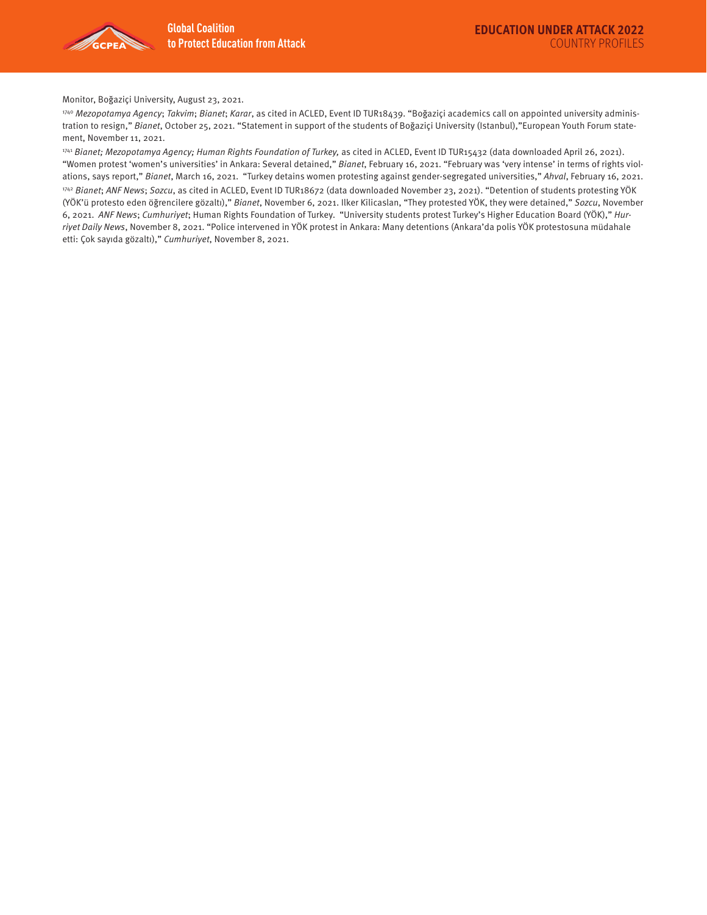Monitor, Boğaziçi University, August 23, 2021.

[1740] *Mezopotamya Agency*; *Takvim*; *Bianet*; *Karar*, as cited in ACLED, Event ID TUR18439. "Boğaziçi academics call on appointed university administration to resign," *Bianet*, October 25, 2021. "Statement in support of the students of Boğaziçi University (Istanbul),"European Youth Forum statement, November 11, 2021.

[1741] *Bianet; Mezopotamya Agency; Human Rights Foundation of Turkey,* as cited in ACLED, Event ID TUR15432 (data downloaded April 26, 2021). "Women protest 'women's universities' in Ankara: Several detained," *Bianet*, February 16, 2021. "February was 'very intense' in terms of rights violations, says report," *Bianet*, March 16, 2021. "Turkey detains women protesting against gender-segregated universities," *Ahval*, February 16, 2021.

[1742] *Bianet*; *ANF News*; *Sozcu*, as cited in ACLED, Event ID TUR18672 (data downloaded November 23, 2021). "Detention of students protesting YÖK (YÖK'ü protesto eden öğrencilere gözaltı)," *Bianet*, November 6, 2021. Ilker Kilicaslan, "They protested YÖK, they were detained," *Sozcu*, November 6, 2021. *ANF News*; *Cumhuriyet*; Human Rights Foundation of Turkey. "University students protest Turkey's Higher Education Board (YÖK)," *Hurriyet Daily News*, November 8, 2021. "Police intervened in YÖK protest in Ankara: Many detentions (Ankara'da polis YÖK protestosuna müdahale etti: Çok sayıda gözaltı)," *Cumhuriyet*, November 8, 2021.